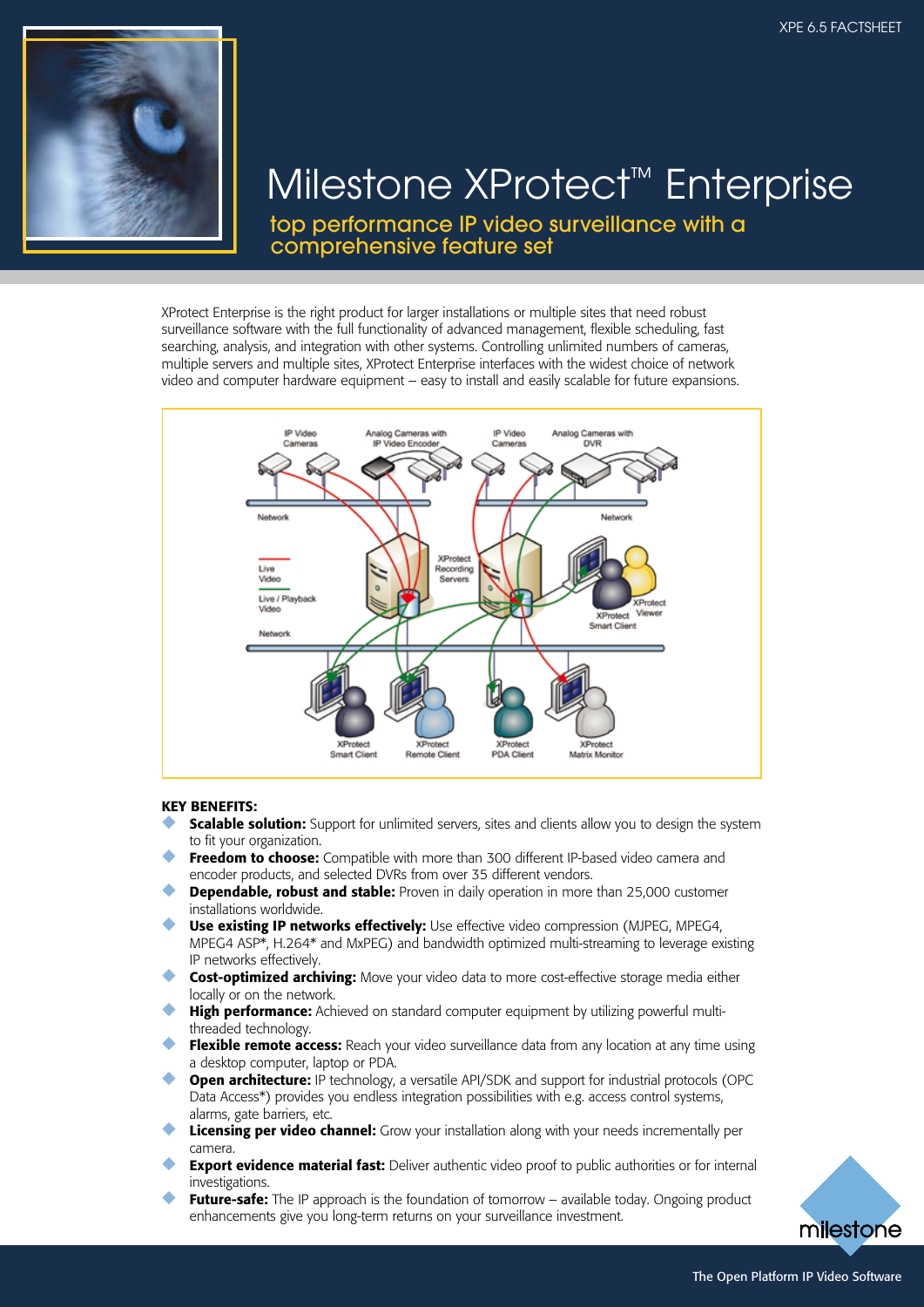XPE 6.5 FACTSHEET

# Milestone XProtect™ Enterprise

## top performance IP video surveillance with a comprehensive feature set

XProtect Enterprise is the right product for larger installations or multiple sites that need robust surveillance software with the full functionality of advanced management, flexible scheduling, fast searching, analysis, and integration with other systems. Controlling unlimited numbers of cameras, multiple servers and multiple sites, XProtect Enterprise interfaces with the widest choice of network video and computer hardware equipment – easy to install and easily scalable for future expansions.

IP Video Cameras | Analog Cameras with IP Video Encoder | IP Video Cameras | Analog Cameras with DVR

Network | Network

Live Video | Live / Playback Video

XProtect Recording Servers

XProtect Smart Client | XProtect Viewer

Network

XProtect Smart Client | XProtect Remote Client | XProtect PDA Client | XProtect Matrix Monitor

**KEY BENEFITS:**

- **Scalable solution:** Support for unlimited servers, sites and clients allow you to design the system to fit your organization.
- **Freedom to choose:** Compatible with more than 300 different IP-based video camera and encoder products, and selected DVRs from over 35 different vendors.
- **Dependable, robust and stable:** Proven in daily operation in more than 25,000 customer installations worldwide.
- **Use existing IP networks effectively:** Use effective video compression (MJPEG, MPEG4, MPEG4 ASP*, H.264* and MxPEG) and bandwidth optimized multi-streaming to leverage existing IP networks effectively.
- **Cost-optimized archiving:** Move your video data to more cost-effective storage media either locally or on the network.
- **High performance:** Achieved on standard computer equipment by utilizing powerful multi-threaded technology.
- **Flexible remote access:** Reach your video surveillance data from any location at any time using a desktop computer, laptop or PDA.
- **Open architecture:** IP technology, a versatile API/SDK and support for industrial protocols (OPC Data Access*) provides you endless integration possibilities with e.g. access control systems, alarms, gate barriers, etc.
- **Licensing per video channel:** Grow your installation along with your needs incrementally per camera.
- **Export evidence material fast:** Deliver authentic video proof to public authorities or for internal investigations.
- **Future-safe:** The IP approach is the foundation of tomorrow – available today. Ongoing product enhancements give you long-term returns on your surveillance investment.

milestone

The Open Platform IP Video Software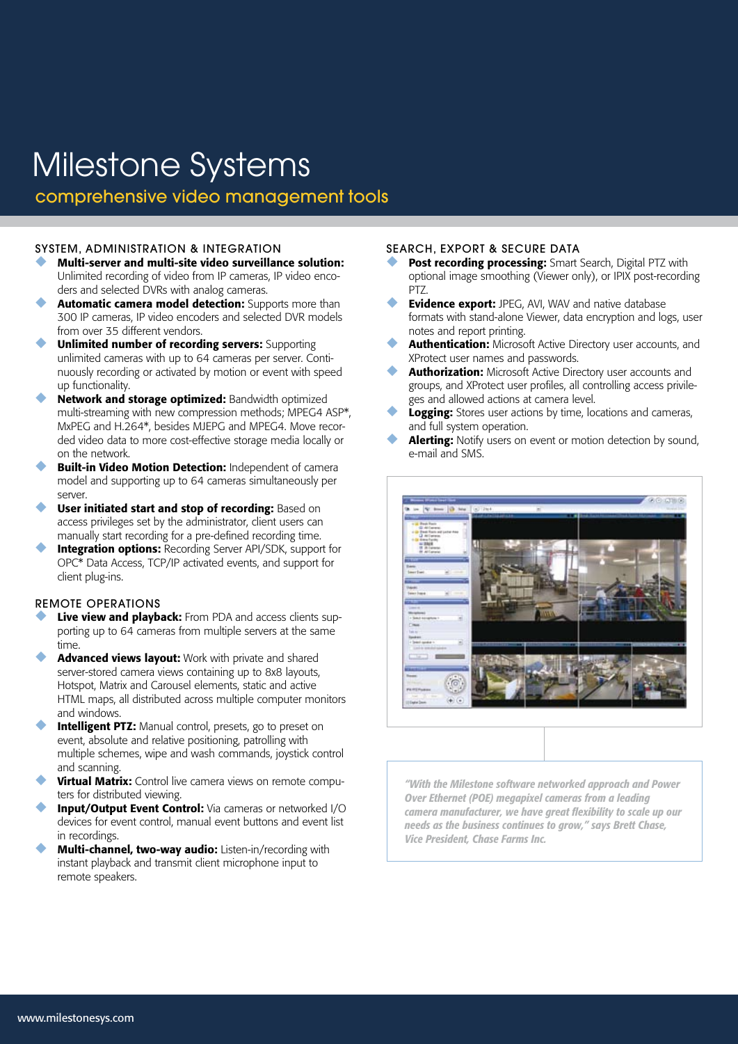# Milestone Systems

## comprehensive video management tools

### SYSTEM, ADMINISTRATION & INTEGRATION

- **Multi-server and multi-site video surveillance solution:** Unlimited recording of video from IP cameras, IP video encoders and selected DVRs with analog cameras.
- **Automatic camera model detection:** Supports more than 300 IP cameras, IP video encoders and selected DVR models from over 35 different vendors.
- **Unlimited number of recording servers:** Supporting unlimited cameras with up to 64 cameras per server. Continuously recording or activated by motion or event with speed up functionality.
- **Network and storage optimized:** Bandwidth optimized multi-streaming with new compression methods; MPEG4 ASP*, MxPEG and H.264*, besides MJEPG and MPEG4. Move recorded video data to more cost-effective storage media locally or on the network.
- **Built-in Video Motion Detection:** Independent of camera model and supporting up to 64 cameras simultaneously per server.
- **User initiated start and stop of recording:** Based on access privileges set by the administrator, client users can manually start recording for a pre-defined recording time.
- **Integration options:** Recording Server API/SDK, support for OPC* Data Access, TCP/IP activated events, and support for client plug-ins.

### REMOTE OPERATIONS

- **Live view and playback:** From PDA and access clients supporting up to 64 cameras from multiple servers at the same time.
- **Advanced views layout:** Work with private and shared server-stored camera views containing up to 8x8 layouts, Hotspot, Matrix and Carousel elements, static and active HTML maps, all distributed across multiple computer monitors and windows.
- **Intelligent PTZ:** Manual control, presets, go to preset on event, absolute and relative positioning, patrolling with multiple schemes, wipe and wash commands, joystick control and scanning.
- **Virtual Matrix:** Control live camera views on remote computers for distributed viewing.
- **Input/Output Event Control:** Via cameras or networked I/O devices for event control, manual event buttons and event list in recordings.
- **Multi-channel, two-way audio:** Listen-in/recording with instant playback and transmit client microphone input to remote speakers.

### SEARCH, EXPORT & SECURE DATA

- **Post recording processing:** Smart Search, Digital PTZ with optional image smoothing (Viewer only), or IPIX post-recording PTZ.
- **Evidence export:** JPEG, AVI, WAV and native database formats with stand-alone Viewer, data encryption and logs, user notes and report printing.
- **Authentication:** Microsoft Active Directory user accounts, and XProtect user names and passwords.
- **Authorization:** Microsoft Active Directory user accounts and groups, and XProtect user profiles, all controlling access privileges and allowed actions at camera level.
- **Logging:** Stores user actions by time, locations and cameras, and full system operation.
- **Alerting:** Notify users on event or motion detection by sound, e-mail and SMS.

*"With the Milestone software networked approach and Power Over Ethernet (POE) megapixel cameras from a leading camera manufacturer, we have great flexibility to scale up our needs as the business continues to grow," says Brett Chase, Vice President, Chase Farms Inc.*

www.milestonesys.com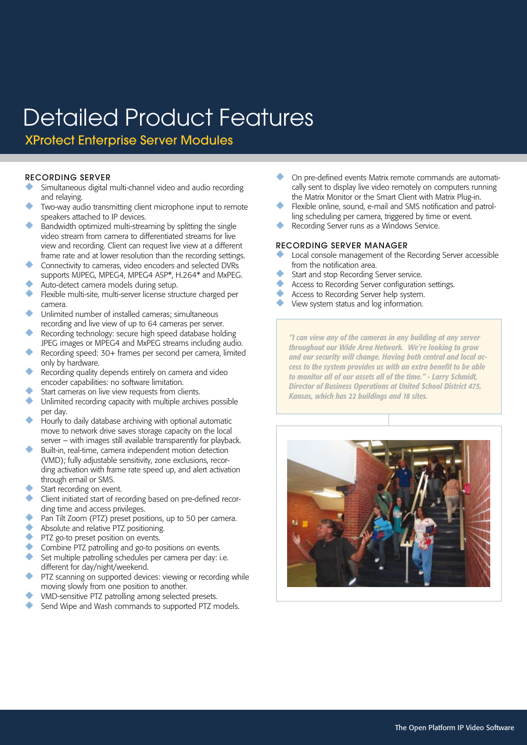# Detailed Product Features

## XProtect Enterprise Server Modules

### RECORDING SERVER

- Simultaneous digital multi-channel video and audio recording and relaying.
- Two-way audio transmitting client microphone input to remote speakers attached to IP devices.
- Bandwidth optimized multi-streaming by splitting the single video stream from camera to differentiated streams for live view and recording. Client can request live view at a different frame rate and at lower resolution than the recording settings.
- Connectivity to cameras, video encoders and selected DVRs supports MJPEG, MPEG4, MPEG4 ASP*, H.264* and MxPEG.
- Auto-detect camera models during setup.
- Flexible multi-site, multi-server license structure charged per camera.
- Unlimited number of installed cameras; simultaneous recording and live view of up to 64 cameras per server.
- Recording technology: secure high speed database holding JPEG images or MPEG4 and MxPEG streams including audio.
- Recording speed: 30+ frames per second per camera, limited only by hardware.
- Recording quality depends entirely on camera and video encoder capabilities: no software limitation.
- Start cameras on live view requests from clients.
- Unlimited recording capacity with multiple archives possible per day.
- Hourly to daily database archiving with optional automatic move to network drive saves storage capacity on the local server – with images still available transparently for playback.
- Built-in, real-time, camera independent motion detection (VMD); fully adjustable sensitivity, zone exclusions, recording activation with frame rate speed up, and alert activation through email or SMS.
- Start recording on event.
- Client initiated start of recording based on pre-defined recording time and access privileges.
- Pan Tilt Zoom (PTZ) preset positions, up to 50 per camera.
- Absolute and relative PTZ positioning.
- PTZ go-to preset position on events.
- Combine PTZ patrolling and go-to positions on events.
- Set multiple patrolling schedules per camera per day: i.e. different for day/night/weekend.
- PTZ scanning on supported devices: viewing or recording while moving slowly from one position to another.
- VMD-sensitive PTZ patrolling among selected presets.
- Send Wipe and Wash commands to supported PTZ models.
- On pre-defined events Matrix remote commands are automatically sent to display live video remotely on computers running the Matrix Monitor or the Smart Client with Matrix Plug-in.
- Flexible online, sound, e-mail and SMS notification and patrolling scheduling per camera, triggered by time or event.
- Recording Server runs as a Windows Service.

### RECORDING SERVER MANAGER

- Local console management of the Recording Server accessible from the notification area.
- Start and stop Recording Server service.
- Access to Recording Server configuration settings.
- Access to Recording Server help system.
- View system status and log information.

> ***"I can view any of the cameras in any building at any server throughout our Wide Area Network. We're looking to grow and our security will change. Having both central and local access to the system provides us with an extra benefit to be able to monitor all of our assets all of the time." - Larry Schmidt, Director of Business Operations at United School District 475, Kansas, which has 22 buildings and 18 sites.***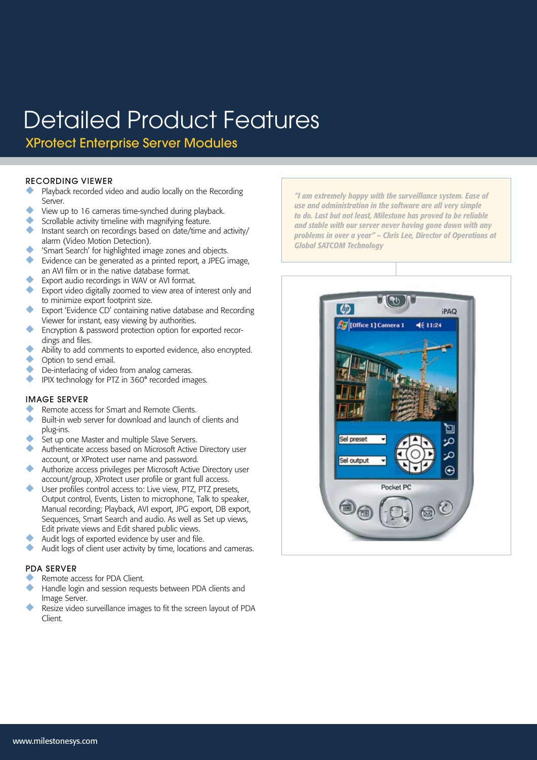# Detailed Product Features

## XProtect Enterprise Server Modules

### RECORDING VIEWER

- Playback recorded video and audio locally on the Recording Server.
- View up to 16 cameras time-synched during playback.
- Scrollable activity timeline with magnifying feature.
- Instant search on recordings based on date/time and activity/alarm (Video Motion Detection).
- 'Smart Search' for highlighted image zones and objects.
- Evidence can be generated as a printed report, a JPEG image, an AVI film or in the native database format.
- Export audio recordings in WAV or AVI format.
- Export video digitally zoomed to view area of interest only and to minimize export footprint size.
- Export 'Evidence CD' containing native database and Recording Viewer for instant, easy viewing by authorities.
- Encryption & password protection option for exported recordings and files.
- Ability to add comments to exported evidence, also encrypted.
- Option to send email.
- De-interlacing of video from analog cameras.
- IPIX technology for PTZ in 360° recorded images.

### IMAGE SERVER

- Remote access for Smart and Remote Clients.
- Built-in web server for download and launch of clients and plug-ins.
- Set up one Master and multiple Slave Servers.
- Authenticate access based on Microsoft Active Directory user account, or XProtect user name and password.
- Authorize access privileges per Microsoft Active Directory user account/group, XProtect user profile or grant full access.
- User profiles control access to: Live view, PTZ, PTZ presets, Output control, Events, Listen to microphone, Talk to speaker, Manual recording; Playback, AVI export, JPG export, DB export, Sequences, Smart Search and audio. As well as Set up views, Edit private views and Edit shared public views.
- Audit logs of exported evidence by user and file.
- Audit logs of client user activity by time, locations and cameras.

### PDA SERVER

- Remote access for PDA Client.
- Handle login and session requests between PDA clients and Image Server.
- Resize video surveillance images to fit the screen layout of PDA Client.

*"I am extremely happy with the surveillance system. Ease of use and administration in the software are all very simple to do. Last but not least, Milestone has proved to be reliable and stable with our server never having gone down with any problems in over a year" – Chris Lee, Director of Operations at Global SATCOM Technology*

www.milestonesys.com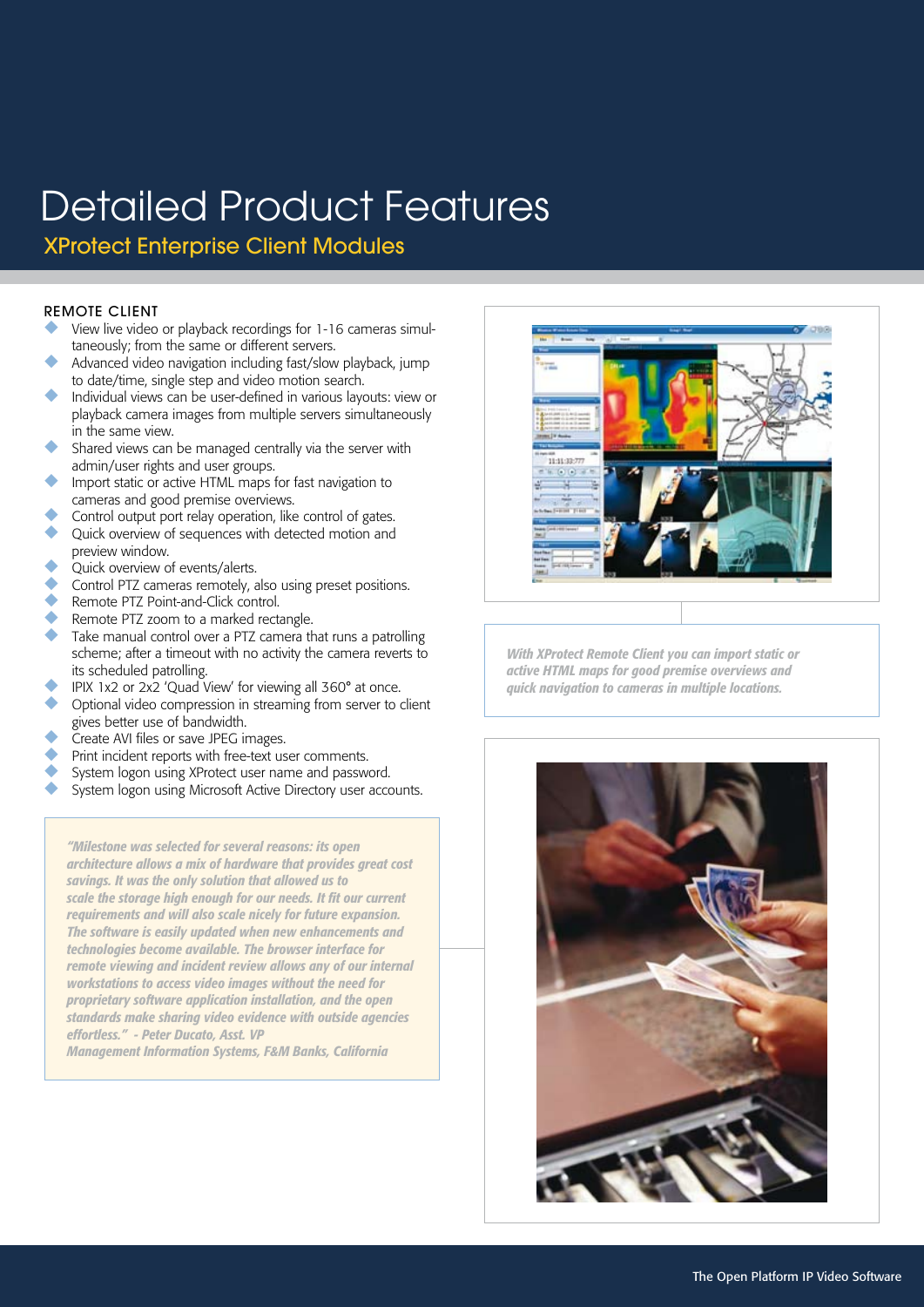# Detailed Product Features

## XProtect Enterprise Client Modules

### REMOTE CLIENT

- View live video or playback recordings for 1-16 cameras simultaneously; from the same or different servers.
- Advanced video navigation including fast/slow playback, jump to date/time, single step and video motion search.
- Individual views can be user-defined in various layouts: view or playback camera images from multiple servers simultaneously in the same view.
- Shared views can be managed centrally via the server with admin/user rights and user groups.
- Import static or active HTML maps for fast navigation to cameras and good premise overviews.
- Control output port relay operation, like control of gates.
- Quick overview of sequences with detected motion and preview window.
- Quick overview of events/alerts.
- Control PTZ cameras remotely, also using preset positions.
- Remote PTZ Point-and-Click control.
- Remote PTZ zoom to a marked rectangle.
- Take manual control over a PTZ camera that runs a patrolling scheme; after a timeout with no activity the camera reverts to its scheduled patrolling.
- IPIX 1x2 or 2x2 'Quad View' for viewing all 360° at once.
- Optional video compression in streaming from server to client gives better use of bandwidth.
- Create AVI files or save JPEG images.
- Print incident reports with free-text user comments.
- System logon using XProtect user name and password.
- System logon using Microsoft Active Directory user accounts.

*"Milestone was selected for several reasons: its open architecture allows a mix of hardware that provides great cost savings. It was the only solution that allowed us to scale the storage high enough for our needs. It fit our current requirements and will also scale nicely for future expansion. The software is easily updated when new enhancements and technologies become available. The browser interface for remote viewing and incident review allows any of our internal workstations to access video images without the need for proprietary software application installation, and the open standards make sharing video evidence with outside agencies effortless." - Peter Ducato, Asst. VP Management Information Systems, F&M Banks, California*

*With XProtect Remote Client you can import static or active HTML maps for good premise overviews and quick navigation to cameras in multiple locations.*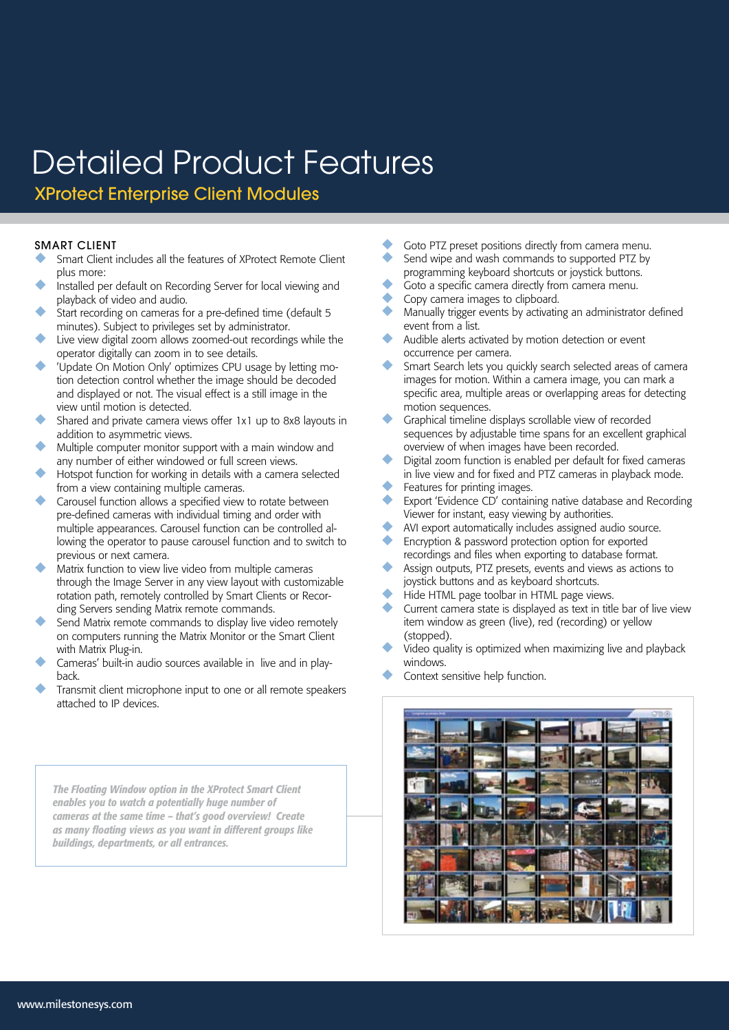# Detailed Product Features

## XProtect Enterprise Client Modules

### SMART CLIENT

- Smart Client includes all the features of XProtect Remote Client plus more:
- Installed per default on Recording Server for local viewing and playback of video and audio.
- Start recording on cameras for a pre-defined time (default 5 minutes). Subject to privileges set by administrator.
- Live view digital zoom allows zoomed-out recordings while the operator digitally can zoom in to see details.
- 'Update On Motion Only' optimizes CPU usage by letting motion detection control whether the image should be decoded and displayed or not. The visual effect is a still image in the view until motion is detected.
- Shared and private camera views offer 1x1 up to 8x8 layouts in addition to asymmetric views.
- Multiple computer monitor support with a main window and any number of either windowed or full screen views.
- Hotspot function for working in details with a camera selected from a view containing multiple cameras.
- Carousel function allows a specified view to rotate between pre-defined cameras with individual timing and order with multiple appearances. Carousel function can be controlled allowing the operator to pause carousel function and to switch to previous or next camera.
- Matrix function to view live video from multiple cameras through the Image Server in any view layout with customizable rotation path, remotely controlled by Smart Clients or Recording Servers sending Matrix remote commands.
- Send Matrix remote commands to display live video remotely on computers running the Matrix Monitor or the Smart Client with Matrix Plug-in.
- Cameras' built-in audio sources available in live and in playback.
- Transmit client microphone input to one or all remote speakers attached to IP devices.
- Goto PTZ preset positions directly from camera menu.
- Send wipe and wash commands to supported PTZ by programming keyboard shortcuts or joystick buttons.
- Goto a specific camera directly from camera menu.
- Copy camera images to clipboard.
- Manually trigger events by activating an administrator defined event from a list.
- Audible alerts activated by motion detection or event occurrence per camera.
- Smart Search lets you quickly search selected areas of camera images for motion. Within a camera image, you can mark a specific area, multiple areas or overlapping areas for detecting motion sequences.
- Graphical timeline displays scrollable view of recorded sequences by adjustable time spans for an excellent graphical overview of when images have been recorded.
- Digital zoom function is enabled per default for fixed cameras in live view and for fixed and PTZ cameras in playback mode.
- Features for printing images.
- Export 'Evidence CD' containing native database and Recording Viewer for instant, easy viewing by authorities.
- AVI export automatically includes assigned audio source.
- Encryption & password protection option for exported recordings and files when exporting to database format.
- Assign outputs, PTZ presets, events and views as actions to joystick buttons and as keyboard shortcuts.
- Hide HTML page toolbar in HTML page views.
- Current camera state is displayed as text in title bar of live view item window as green (live), red (recording) or yellow (stopped).
- Video quality is optimized when maximizing live and playback windows.
- Context sensitive help function.

***The Floating Window option in the XProtect Smart Client enables you to watch a potentially huge number of cameras at the same time – that's good overview! Create as many floating views as you want in different groups like buildings, departments, or all entrances.***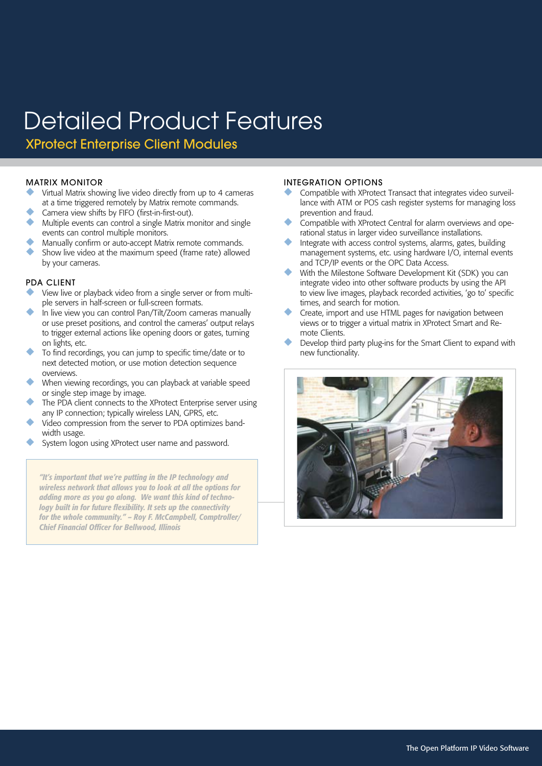# Detailed Product Features

## XProtect Enterprise Client Modules

### MATRIX MONITOR

- Virtual Matrix showing live video directly from up to 4 cameras at a time triggered remotely by Matrix remote commands.
- Camera view shifts by FIFO (first-in-first-out).
- Multiple events can control a single Matrix monitor and single events can control multiple monitors.
- Manually confirm or auto-accept Matrix remote commands.
- Show live video at the maximum speed (frame rate) allowed by your cameras.

### PDA CLIENT

- View live or playback video from a single server or from multiple servers in half-screen or full-screen formats.
- In live view you can control Pan/Tilt/Zoom cameras manually or use preset positions, and control the cameras' output relays to trigger external actions like opening doors or gates, turning on lights, etc.
- To find recordings, you can jump to specific time/date or to next detected motion, or use motion detection sequence overviews.
- When viewing recordings, you can playback at variable speed or single step image by image.
- The PDA client connects to the XProtect Enterprise server using any IP connection; typically wireless LAN, GPRS, etc.
- Video compression from the server to PDA optimizes bandwidth usage.
- System logon using XProtect user name and password.

> ***"It's important that we're putting in the IP technology and wireless network that allows you to look at all the options for adding more as you go along. We want this kind of technology built in for future flexibility. It sets up the connectivity for the whole community." – Roy F. McCampbell, Comptroller/ Chief Financial Officer for Bellwood, Illinois***

### INTEGRATION OPTIONS

- Compatible with XProtect Transact that integrates video surveillance with ATM or POS cash register systems for managing loss prevention and fraud.
- Compatible with XProtect Central for alarm overviews and operational status in larger video surveillance installations.
- Integrate with access control systems, alarms, gates, building management systems, etc. using hardware I/O, internal events and TCP/IP events or the OPC Data Access.
- With the Milestone Software Development Kit (SDK) you can integrate video into other software products by using the API to view live images, playback recorded activities, 'go to' specific times, and search for motion.
- Create, import and use HTML pages for navigation between views or to trigger a virtual matrix in XProtect Smart and Remote Clients.
- Develop third party plug-ins for the Smart Client to expand with new functionality.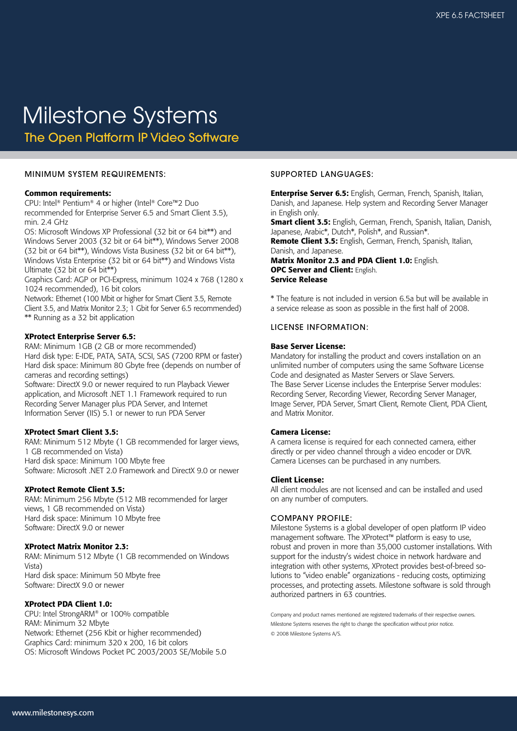# Milestone Systems

## The Open Platform IP Video Software

## MINIMUM SYSTEM REQUIREMENTS:

**Common requirements:**
CPU: Intel® Pentium® 4 or higher (Intel® Core™2 Duo recommended for Enterprise Server 6.5 and Smart Client 3.5), min. 2.4 GHz
OS: Microsoft Windows XP Professional (32 bit or 64 bit**) and Windows Server 2003 (32 bit or 64 bit**), Windows Server 2008 (32 bit or 64 bit**), Windows Vista Business (32 bit or 64 bit**), Windows Vista Enterprise (32 bit or 64 bit**) and Windows Vista Ultimate (32 bit or 64 bit**)
Graphics Card: AGP or PCI-Express, minimum 1024 x 768 (1280 x 1024 recommended), 16 bit colors
Network: Ethernet (100 Mbit or higher for Smart Client 3.5, Remote Client 3.5, and Matrix Monitor 2.3; 1 Gbit for Server 6.5 recommended)
** Running as a 32 bit application

**XProtect Enterprise Server 6.5:**
RAM: Minimum 1GB (2 GB or more recommended)
Hard disk type: E-IDE, PATA, SATA, SCSI, SAS (7200 RPM or faster)
Hard disk space: Minimum 80 Gbyte free (depends on number of cameras and recording settings)
Software: DirectX 9.0 or newer required to run Playback Viewer application, and Microsoft .NET 1.1 Framework required to run Recording Server Manager plus PDA Server, and Internet Information Server (IIS) 5.1 or newer to run PDA Server

**XProtect Smart Client 3.5:**
RAM: Minimum 512 Mbyte (1 GB recommended for larger views, 1 GB recommended on Vista)
Hard disk space: Minimum 100 Mbyte free
Software: Microsoft .NET 2.0 Framework and DirectX 9.0 or newer

**XProtect Remote Client 3.5:**
RAM: Minimum 256 Mbyte (512 MB recommended for larger views, 1 GB recommended on Vista)
Hard disk space: Minimum 10 Mbyte free
Software: DirectX 9.0 or newer

**XProtect Matrix Monitor 2.3:**
RAM: Minimum 512 Mbyte (1 GB recommended on Windows Vista)
Hard disk space: Minimum 50 Mbyte free
Software: DirectX 9.0 or newer

**XProtect PDA Client 1.0:**
CPU: Intel StrongARM® or 100% compatible
RAM: Minimum 32 Mbyte
Network: Ethernet (256 Kbit or higher recommended)
Graphics Card: minimum 320 x 200, 16 bit colors
OS: Microsoft Windows Pocket PC 2003/2003 SE/Mobile 5.0

## SUPPORTED LANGUAGES:

**Enterprise Server 6.5:** English, German, French, Spanish, Italian, Danish, and Japanese. Help system and Recording Server Manager in English only.
**Smart client 3.5:** English, German, French, Spanish, Italian, Danish, Japanese, Arabic*, Dutch*, Polish*, and Russian*.
**Remote Client 3.5:** English, German, French, Spanish, Italian, Danish, and Japanese.
**Matrix Monitor 2.3 and PDA Client 1.0:** English.
**OPC Server and Client:** English.
**Service Release**

* The feature is not included in version 6.5a but will be available in a service release as soon as possible in the first half of 2008.

## LICENSE INFORMATION:

**Base Server License:**
Mandatory for installing the product and covers installation on an unlimited number of computers using the same Software License Code and designated as Master Servers or Slave Servers.
The Base Server License includes the Enterprise Server modules: Recording Server, Recording Viewer, Recording Server Manager, Image Server, PDA Server, Smart Client, Remote Client, PDA Client, and Matrix Monitor.

**Camera License:**
A camera license is required for each connected camera, either directly or per video channel through a video encoder or DVR. Camera Licenses can be purchased in any numbers.

**Client License:**
All client modules are not licensed and can be installed and used on any number of computers.

## COMPANY PROFILE:

Milestone Systems is a global developer of open platform IP video management software. The XProtect™ platform is easy to use, robust and proven in more than 35,000 customer installations. With support for the industry's widest choice in network hardware and integration with other systems, XProtect provides best-of-breed solutions to "video enable" organizations - reducing costs, optimizing processes, and protecting assets. Milestone software is sold through authorized partners in 63 countries.

Company and product names mentioned are registered trademarks of their respective owners.
Milestone Systems reserves the right to change the specification without prior notice.
© 2008 Milestone Systems A/S.

www.milestonesys.com